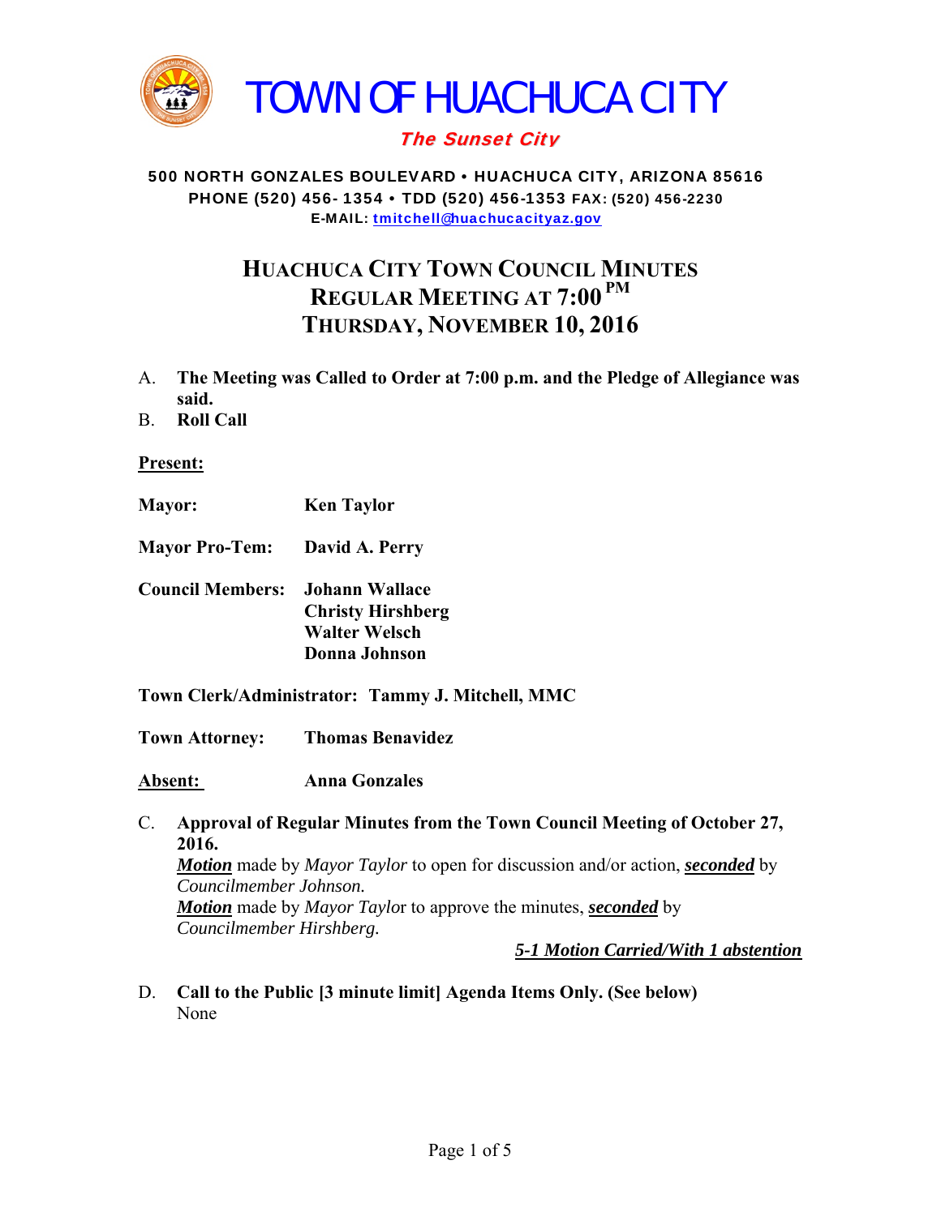# TOWN OF HUACHUCA CITY

*The Sunset City*

**500 NORTH GONZALES BOULEVARD • HUACHUCA CITY, ARIZONA 85616**
**PHONE (520) 456- 1354 • TDD (520) 456-1353 FAX: (520) 456-2230**
**E-MAIL: tmitchell@huachucacityaz.gov**

## HUACHUCA CITY TOWN COUNCIL MINUTES
## REGULAR MEETING AT 7:00 PM
## THURSDAY, NOVEMBER 10, 2016

A. **The Meeting was Called to Order at 7:00 p.m. and the Pledge of Allegiance was said.**

B. **Roll Call**

**Present:**

**Mayor:** **Ken Taylor**

**Mayor Pro-Tem:** **David A. Perry**

**Council Members:** **Johann Wallace**
**Christy Hirshberg**
**Walter Welsch**
**Donna Johnson**

**Town Clerk/Administrator:** **Tammy J. Mitchell, MMC**

**Town Attorney:** **Thomas Benavidez**

**Absent:** **Anna Gonzales**

C. **Approval of Regular Minutes from the Town Council Meeting of October 27, 2016.**
***Motion*** made by *Mayor Taylor* to open for discussion and/or action, ***seconded*** by *Councilmember Johnson.*
***Motion*** made by *Mayor Taylor* to approve the minutes, ***seconded*** by *Councilmember Hirshberg.*

***5-1 Motion Carried/With 1 abstention***

D. **Call to the Public [3 minute limit] Agenda Items Only. (See below)**
None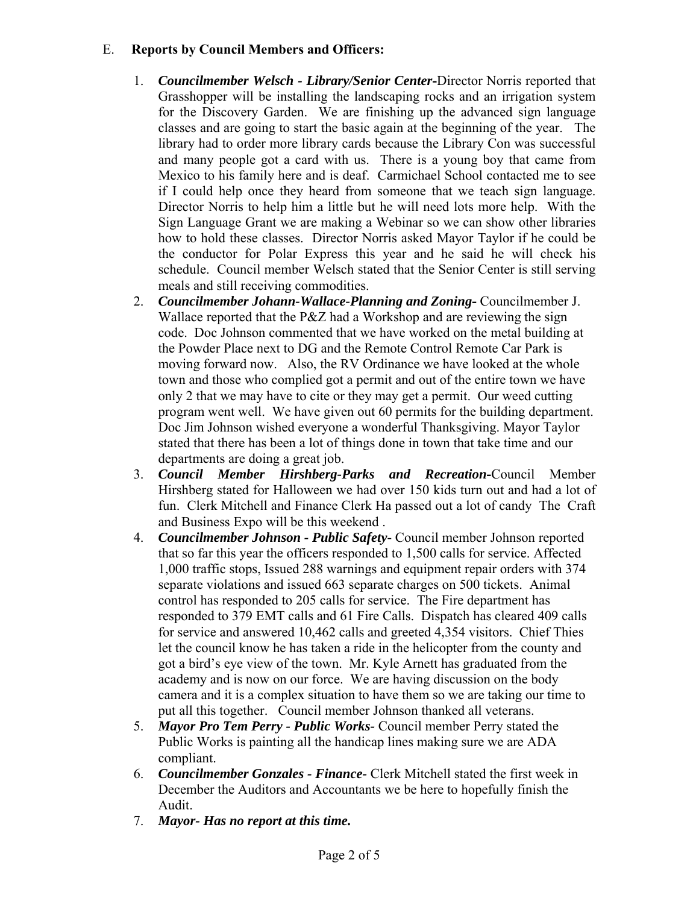E. **Reports by Council Members and Officers:**

1. ***Councilmember Welsch - Library/Senior Center-***Director Norris reported that Grasshopper will be installing the landscaping rocks and an irrigation system for the Discovery Garden. We are finishing up the advanced sign language classes and are going to start the basic again at the beginning of the year. The library had to order more library cards because the Library Con was successful and many people got a card with us. There is a young boy that came from Mexico to his family here and is deaf. Carmichael School contacted me to see if I could help once they heard from someone that we teach sign language. Director Norris to help him a little but he will need lots more help. With the Sign Language Grant we are making a Webinar so we can show other libraries how to hold these classes. Director Norris asked Mayor Taylor if he could be the conductor for Polar Express this year and he said he will check his schedule. Council member Welsch stated that the Senior Center is still serving meals and still receiving commodities.
2. ***Councilmember Johann-Wallace-Planning and Zoning-*** Councilmember J. Wallace reported that the P&Z had a Workshop and are reviewing the sign code. Doc Johnson commented that we have worked on the metal building at the Powder Place next to DG and the Remote Control Remote Car Park is moving forward now. Also, the RV Ordinance we have looked at the whole town and those who complied got a permit and out of the entire town we have only 2 that we may have to cite or they may get a permit. Our weed cutting program went well. We have given out 60 permits for the building department. Doc Jim Johnson wished everyone a wonderful Thanksgiving. Mayor Taylor stated that there has been a lot of things done in town that take time and our departments are doing a great job.
3. ***Council Member Hirshberg-Parks and Recreation-***Council Member Hirshberg stated for Halloween we had over 150 kids turn out and had a lot of fun. Clerk Mitchell and Finance Clerk Ha passed out a lot of candy The Craft and Business Expo will be this weekend .
4. ***Councilmember Johnson - Public Safety***- Council member Johnson reported that so far this year the officers responded to 1,500 calls for service. Affected 1,000 traffic stops, Issued 288 warnings and equipment repair orders with 374 separate violations and issued 663 separate charges on 500 tickets. Animal control has responded to 205 calls for service. The Fire department has responded to 379 EMT calls and 61 Fire Calls. Dispatch has cleared 409 calls for service and answered 10,462 calls and greeted 4,354 visitors. Chief Thies let the council know he has taken a ride in the helicopter from the county and got a bird's eye view of the town. Mr. Kyle Arnett has graduated from the academy and is now on our force. We are having discussion on the body camera and it is a complex situation to have them so we are taking our time to put all this together. Council member Johnson thanked all veterans.
5. ***Mayor Pro Tem Perry - Public Works-*** Council member Perry stated the Public Works is painting all the handicap lines making sure we are ADA compliant.
6. ***Councilmember Gonzales - Finance-*** Clerk Mitchell stated the first week in December the Auditors and Accountants we be here to hopefully finish the Audit.
7. ***Mayor- Has no report at this time.***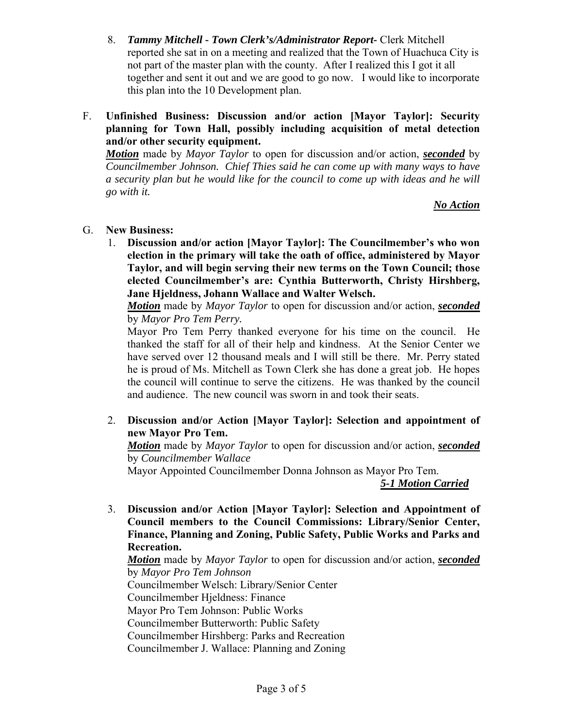8. ***Tammy Mitchell - Town Clerk's/Administrator Report-*** Clerk Mitchell reported she sat in on a meeting and realized that the Town of Huachuca City is not part of the master plan with the county. After I realized this I got it all together and sent it out and we are good to go now. I would like to incorporate this plan into the 10 Development plan.

F. **Unfinished Business: Discussion and/or action [Mayor Taylor]: Security planning for Town Hall, possibly including acquisition of metal detection and/or other security equipment.**

***Motion*** made by *Mayor Taylor* to open for discussion and/or action, ***seconded*** by *Councilmember Johnson. Chief Thies said he can come up with many ways to have a security plan but he would like for the council to come up with ideas and he will go with it.*

***No Action***

G. **New Business:**

1. **Discussion and/or action [Mayor Taylor]: The Councilmember's who won election in the primary will take the oath of office, administered by Mayor Taylor, and will begin serving their new terms on the Town Council; those elected Councilmember's are: Cynthia Butterworth, Christy Hirshberg, Jane Hjeldness, Johann Wallace and Walter Welsch.**

   ***Motion*** made by *Mayor Taylor* to open for discussion and/or action, ***seconded*** by *Mayor Pro Tem Perry.*

   Mayor Pro Tem Perry thanked everyone for his time on the council. He thanked the staff for all of their help and kindness. At the Senior Center we have served over 12 thousand meals and I will still be there. Mr. Perry stated he is proud of Ms. Mitchell as Town Clerk she has done a great job. He hopes the council will continue to serve the citizens. He was thanked by the council and audience. The new council was sworn in and took their seats.

2. **Discussion and/or Action [Mayor Taylor]: Selection and appointment of new Mayor Pro Tem.**

   ***Motion*** made by *Mayor Taylor* to open for discussion and/or action, ***seconded*** by *Councilmember Wallace*

   Mayor Appointed Councilmember Donna Johnson as Mayor Pro Tem.

   ***5-1 Motion Carried***

3. **Discussion and/or Action [Mayor Taylor]: Selection and Appointment of Council members to the Council Commissions: Library/Senior Center, Finance, Planning and Zoning, Public Safety, Public Works and Parks and Recreation.**

   ***Motion*** made by *Mayor Taylor* to open for discussion and/or action, ***seconded*** by *Mayor Pro Tem Johnson*

   Councilmember Welsch: Library/Senior Center
   Councilmember Hjeldness: Finance
   Mayor Pro Tem Johnson: Public Works
   Councilmember Butterworth: Public Safety
   Councilmember Hirshberg: Parks and Recreation
   Councilmember J. Wallace: Planning and Zoning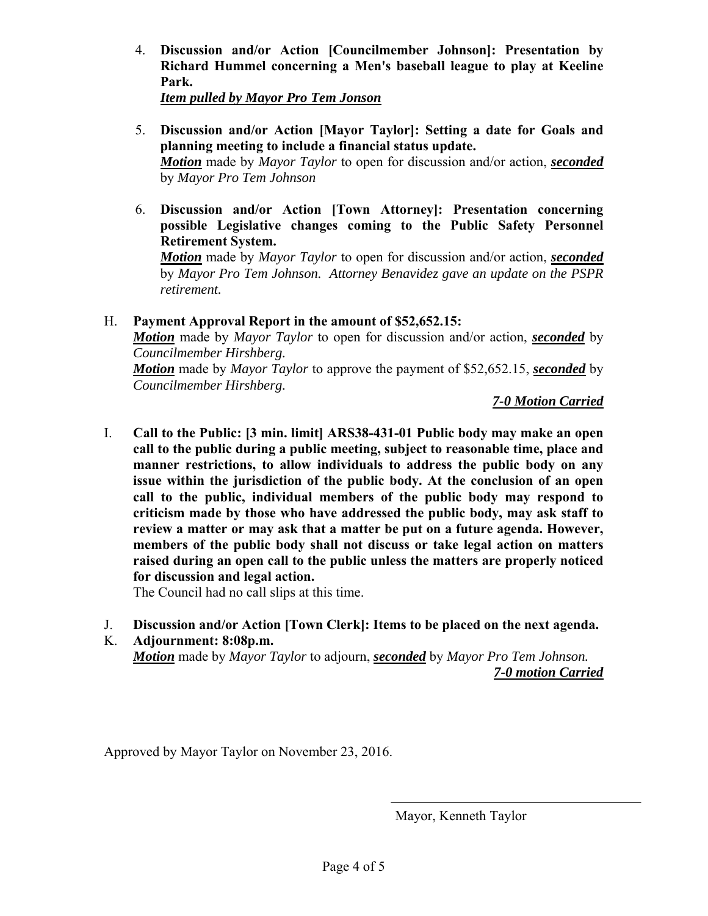4. **Discussion and/or Action [Councilmember Johnson]: Presentation by Richard Hummel concerning a Men's baseball league to play at Keeline Park.**
   ***Item pulled by Mayor Pro Tem Jonson***

5. **Discussion and/or Action [Mayor Taylor]: Setting a date for Goals and planning meeting to include a financial status update.**
   ***Motion*** made by *Mayor Taylor* to open for discussion and/or action, ***seconded*** by *Mayor Pro Tem Johnson*

6. **Discussion and/or Action [Town Attorney]: Presentation concerning possible Legislative changes coming to the Public Safety Personnel Retirement System.**
   ***Motion*** made by *Mayor Taylor* to open for discussion and/or action, ***seconded*** by *Mayor Pro Tem Johnson. Attorney Benavidez gave an update on the PSPR retirement.*

H. **Payment Approval Report in the amount of $52,652.15:**
   ***Motion*** made by *Mayor Taylor* to open for discussion and/or action, ***seconded*** by *Councilmember Hirshberg.*
   ***Motion*** made by *Mayor Taylor* to approve the payment of $52,652.15, ***seconded*** by *Councilmember Hirshberg.*

   ***7-0 Motion Carried***

I. **Call to the Public: [3 min. limit] ARS38-431-01 Public body may make an open call to the public during a public meeting, subject to reasonable time, place and manner restrictions, to allow individuals to address the public body on any issue within the jurisdiction of the public body. At the conclusion of an open call to the public, individual members of the public body may respond to criticism made by those who have addressed the public body, may ask staff to review a matter or may ask that a matter be put on a future agenda. However, members of the public body shall not discuss or take legal action on matters raised during an open call to the public unless the matters are properly noticed for discussion and legal action.**
   The Council had no call slips at this time.

J. **Discussion and/or Action [Town Clerk]: Items to be placed on the next agenda.**

K. **Adjournment: 8:08p.m.**
   ***Motion*** made by *Mayor Taylor* to adjourn, ***seconded*** by *Mayor Pro Tem Johnson.*
   ***7-0 motion Carried***

Approved by Mayor Taylor on November 23, 2016.

\_\_\_\_\_\_\_\_\_\_\_\_\_\_\_\_\_\_\_\_\_\_\_\_\_\_\_\_\_\_\_\_\_\_\_\_

Mayor, Kenneth Taylor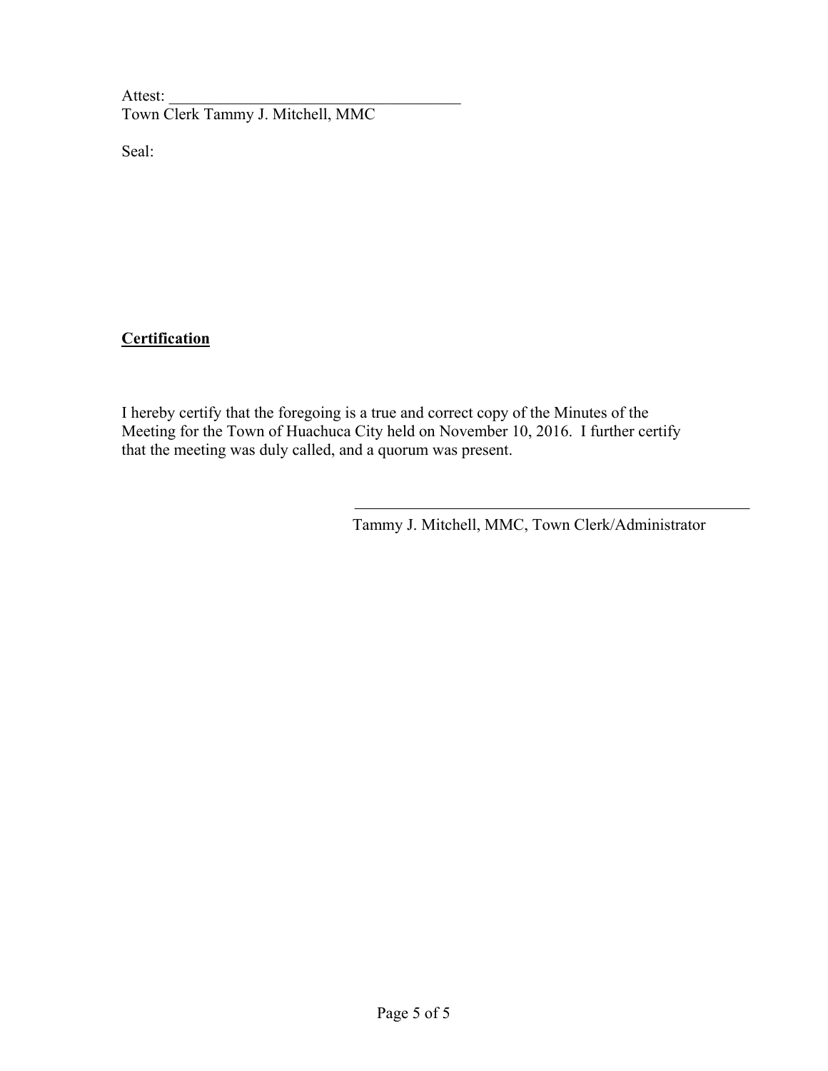Attest: ____________________________________
Town Clerk Tammy J. Mitchell, MMC

Seal:

**Certification**

I hereby certify that the foregoing is a true and correct copy of the Minutes of the Meeting for the Town of Huachuca City held on November 10, 2016. I further certify that the meeting was duly called, and a quorum was present.

____________________________________________
Tammy J. Mitchell, MMC, Town Clerk/Administrator